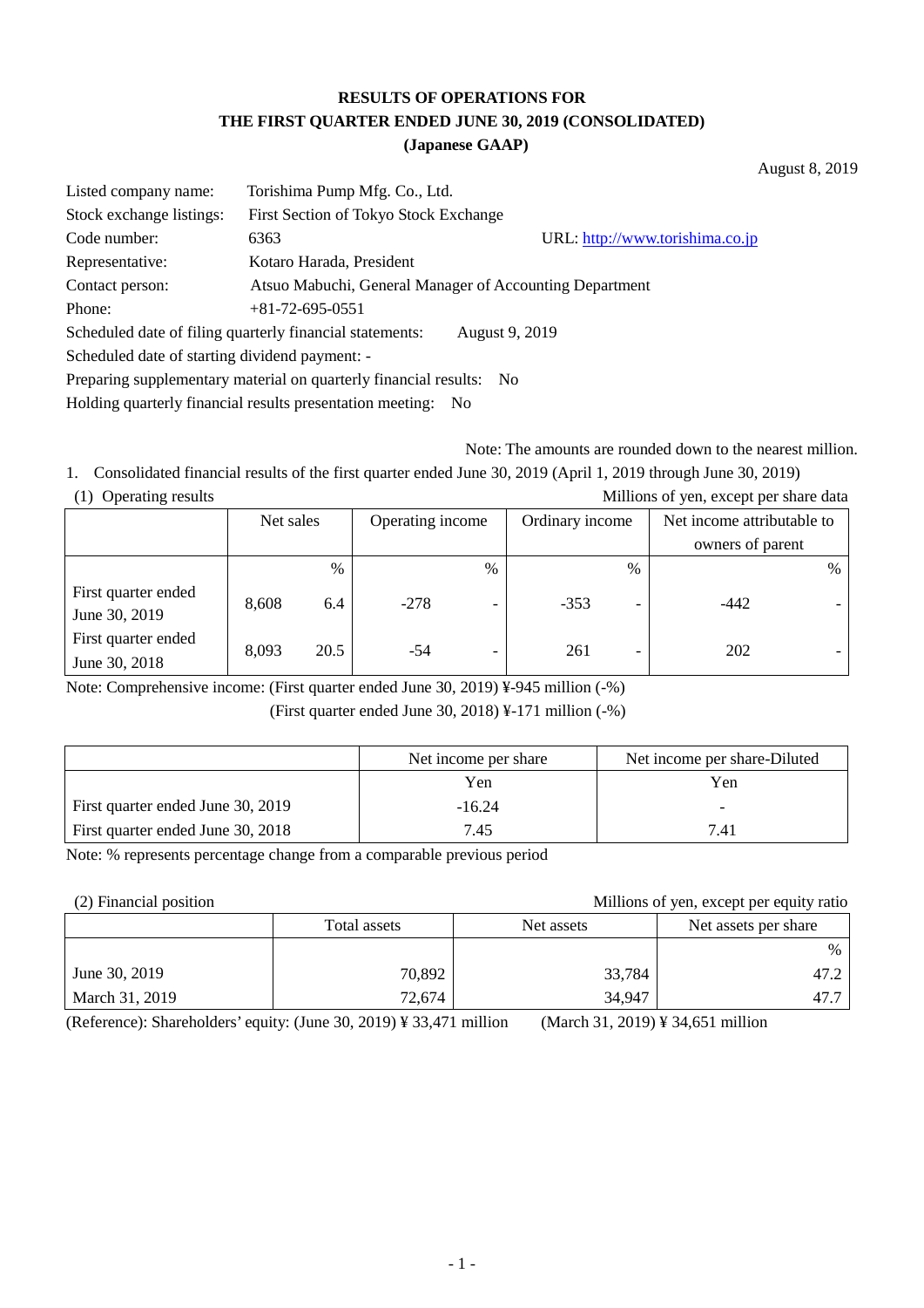# RESULTS OF OPERATIONS FOR THE FIRST QUARTER ENDED JUNE 30, 2019 (CONSOLIDATED) (Japanese GAAP)

August 8, 2019

Listed company name: Torishima Pump Mfg. Co., Ltd.
Stock exchange listings: First Section of Tokyo Stock Exchange
Code number: 6363 URL: http://www.torishima.co.jp
Representative: Kotaro Harada, President
Contact person: Atsuo Mabuchi, General Manager of Accounting Department
Phone: +81-72-695-0551
Scheduled date of filing quarterly financial statements: August 9, 2019
Scheduled date of starting dividend payment: -
Preparing supplementary material on quarterly financial results: No
Holding quarterly financial results presentation meeting: No

Note: The amounts are rounded down to the nearest million.

1. Consolidated financial results of the first quarter ended June 30, 2019 (April 1, 2019 through June 30, 2019)

(1) Operating results

Millions of yen, except per share data

| | Net sales | | Operating income | | Ordinary income | | Net income attributable to owners of parent | |
|---|---|---|---|---|---|---|---|---|
| | | % | | % | | % | | % |
| First quarter ended June 30, 2019 | 8,608 | 6.4 | -278 | - | -353 | - | -442 | - |
| First quarter ended June 30, 2018 | 8,093 | 20.5 | -54 | - | 261 | - | 202 | - |

Note: Comprehensive income: (First quarter ended June 30, 2019) ¥-945 million (-%)
(First quarter ended June 30, 2018) ¥-171 million (-%)

| | Net income per share | Net income per share-Diluted |
|---|---|---|
| | Yen | Yen |
| First quarter ended June 30, 2019 | -16.24 | - |
| First quarter ended June 30, 2018 | 7.45 | 7.41 |

Note: % represents percentage change from a comparable previous period

(2) Financial position

Millions of yen, except per equity ratio

| | Total assets | Net assets | Net assets per share |
|---|---|---|---|
| | | | % |
| June 30, 2019 | 70,892 | 33,784 | 47.2 |
| March 31, 2019 | 72,674 | 34,947 | 47.7 |

(Reference): Shareholders' equity: (June 30, 2019) ¥ 33,471 million (March 31, 2019) ¥ 34,651 million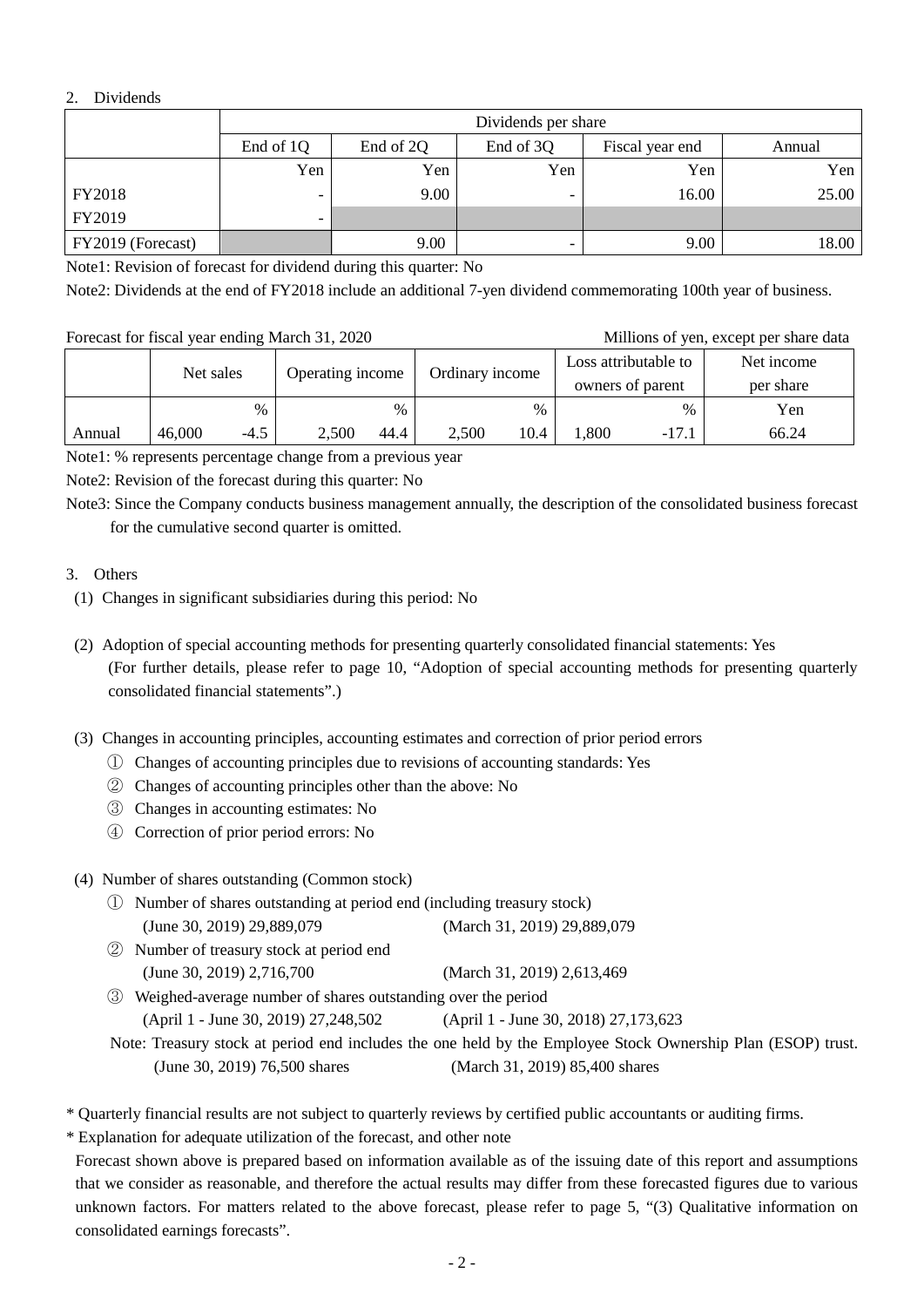## 2. Dividends

| | Dividends per share | | | | |
|---|---|---|---|---|---|
| | End of 1Q | End of 2Q | End of 3Q | Fiscal year end | Annual |
| | Yen | Yen | Yen | Yen | Yen |
| FY2018 | - | 9.00 | - | 16.00 | 25.00 |
| FY2019 | - | | | | |
| FY2019 (Forecast) | | 9.00 | - | 9.00 | 18.00 |

Note1: Revision of forecast for dividend during this quarter: No

Note2: Dividends at the end of FY2018 include an additional 7-yen dividend commemorating 100th year of business.

Forecast for fiscal year ending March 31, 2020 — Millions of yen, except per share data

| | Net sales | | Operating income | | Ordinary income | | Loss attributable to owners of parent | | Net income per share |
|---|---|---|---|---|---|---|---|---|---|
| | | % | | % | | % | | % | Yen |
| Annual | 46,000 | -4.5 | 2,500 | 44.4 | 2,500 | 10.4 | 1,800 | -17.1 | 66.24 |

Note1: % represents percentage change from a previous year

Note2: Revision of the forecast during this quarter: No

Note3: Since the Company conducts business management annually, the description of the consolidated business forecast for the cumulative second quarter is omitted.

## 3. Others

(1) Changes in significant subsidiaries during this period: No

(2) Adoption of special accounting methods for presenting quarterly consolidated financial statements: Yes
(For further details, please refer to page 10, "Adoption of special accounting methods for presenting quarterly consolidated financial statements".)

(3) Changes in accounting principles, accounting estimates and correction of prior period errors

① Changes of accounting principles due to revisions of accounting standards: Yes

② Changes of accounting principles other than the above: No

③ Changes in accounting estimates: No

④ Correction of prior period errors: No

(4) Number of shares outstanding (Common stock)

① Number of shares outstanding at period end (including treasury stock)
(June 30, 2019) 29,889,079 (March 31, 2019) 29,889,079

② Number of treasury stock at period end
(June 30, 2019) 2,716,700 (March 31, 2019) 2,613,469

③ Weighed-average number of shares outstanding over the period
(April 1 - June 30, 2019) 27,248,502 (April 1 - June 30, 2018) 27,173,623

Note: Treasury stock at period end includes the one held by the Employee Stock Ownership Plan (ESOP) trust.
(June 30, 2019) 76,500 shares (March 31, 2019) 85,400 shares

\* Quarterly financial results are not subject to quarterly reviews by certified public accountants or auditing firms.

\* Explanation for adequate utilization of the forecast, and other note

Forecast shown above is prepared based on information available as of the issuing date of this report and assumptions that we consider as reasonable, and therefore the actual results may differ from these forecasted figures due to various unknown factors. For matters related to the above forecast, please refer to page 5, "(3) Qualitative information on consolidated earnings forecasts".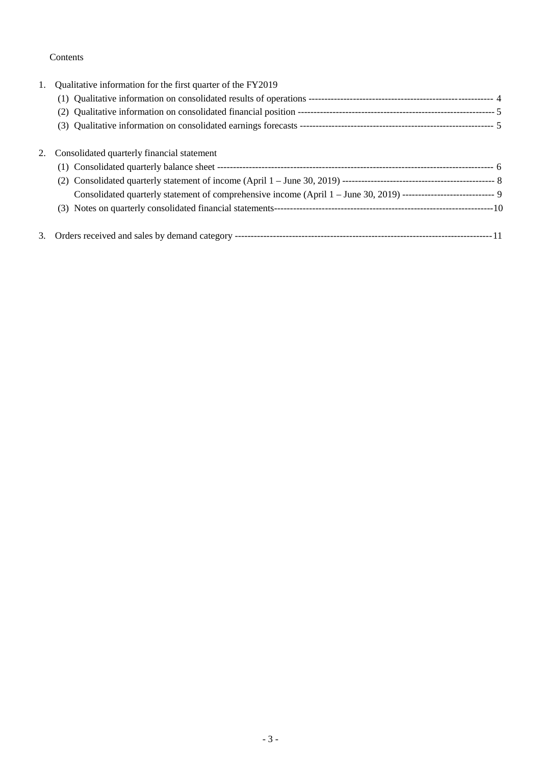Contents

1. Qualitative information for the first quarter of the FY2019
   - (1) Qualitative information on consolidated results of operations ---------------------------------------------------------- 4
   - (2) Qualitative information on consolidated financial position ------------------------------------------------------------- 5
   - (3) Qualitative information on consolidated earnings forecasts ------------------------------------------------------------ 5

2. Consolidated quarterly financial statement
   - (1) Consolidated quarterly balance sheet ---------------------------------------------------------------------------------------- 6
   - (2) Consolidated quarterly statement of income (April 1 – June 30, 2019) ------------------------------------------------ 8
   - Consolidated quarterly statement of comprehensive income (April 1 – June 30, 2019) ----------------------------- 9
   - (3) Notes on quarterly consolidated financial statements---------------------------------------------------------------------10

3. Orders received and sales by demand category ---------------------------------------------------------------------------------11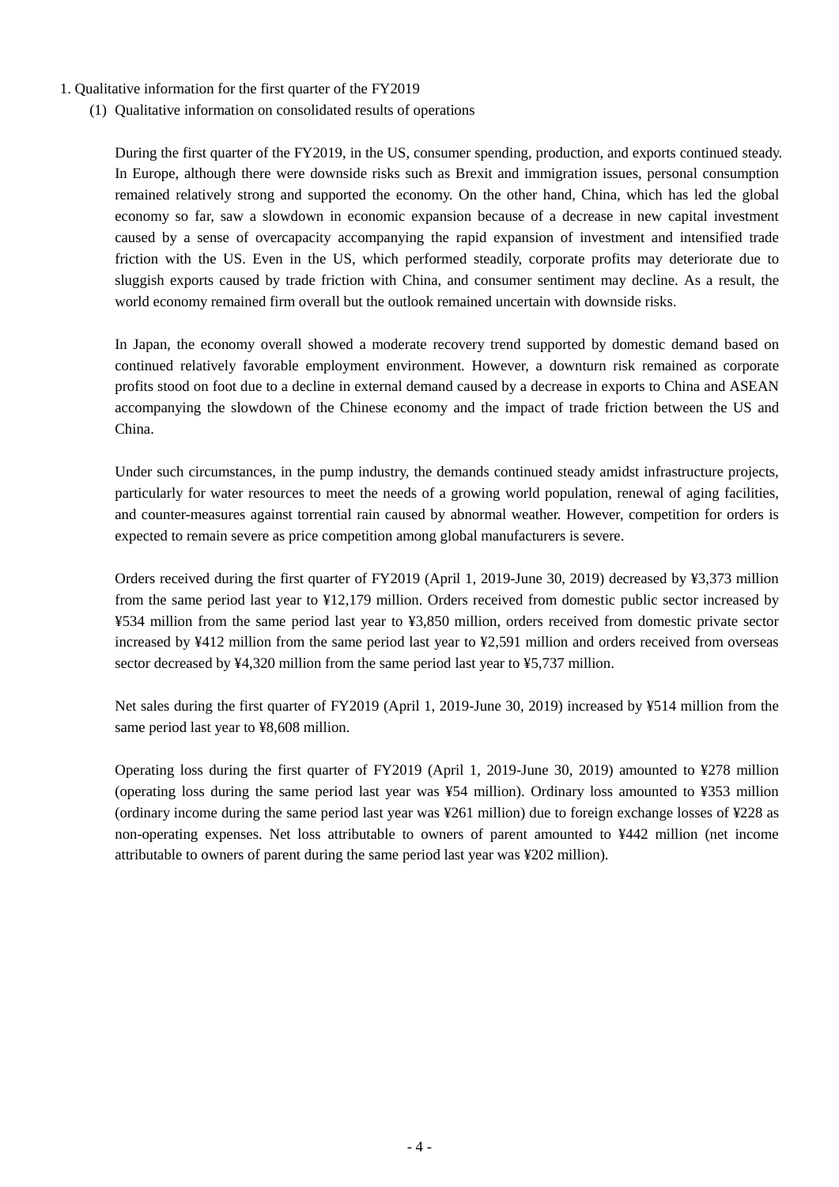## 1. Qualitative information for the first quarter of the FY2019

### (1) Qualitative information on consolidated results of operations

During the first quarter of the FY2019, in the US, consumer spending, production, and exports continued steady. In Europe, although there were downside risks such as Brexit and immigration issues, personal consumption remained relatively strong and supported the economy. On the other hand, China, which has led the global economy so far, saw a slowdown in economic expansion because of a decrease in new capital investment caused by a sense of overcapacity accompanying the rapid expansion of investment and intensified trade friction with the US. Even in the US, which performed steadily, corporate profits may deteriorate due to sluggish exports caused by trade friction with China, and consumer sentiment may decline. As a result, the world economy remained firm overall but the outlook remained uncertain with downside risks.

In Japan, the economy overall showed a moderate recovery trend supported by domestic demand based on continued relatively favorable employment environment. However, a downturn risk remained as corporate profits stood on foot due to a decline in external demand caused by a decrease in exports to China and ASEAN accompanying the slowdown of the Chinese economy and the impact of trade friction between the US and China.

Under such circumstances, in the pump industry, the demands continued steady amidst infrastructure projects, particularly for water resources to meet the needs of a growing world population, renewal of aging facilities, and counter-measures against torrential rain caused by abnormal weather. However, competition for orders is expected to remain severe as price competition among global manufacturers is severe.

Orders received during the first quarter of FY2019 (April 1, 2019-June 30, 2019) decreased by ¥3,373 million from the same period last year to ¥12,179 million. Orders received from domestic public sector increased by ¥534 million from the same period last year to ¥3,850 million, orders received from domestic private sector increased by ¥412 million from the same period last year to ¥2,591 million and orders received from overseas sector decreased by ¥4,320 million from the same period last year to ¥5,737 million.

Net sales during the first quarter of FY2019 (April 1, 2019-June 30, 2019) increased by ¥514 million from the same period last year to ¥8,608 million.

Operating loss during the first quarter of FY2019 (April 1, 2019-June 30, 2019) amounted to ¥278 million (operating loss during the same period last year was ¥54 million). Ordinary loss amounted to ¥353 million (ordinary income during the same period last year was ¥261 million) due to foreign exchange losses of ¥228 as non-operating expenses. Net loss attributable to owners of parent amounted to ¥442 million (net income attributable to owners of parent during the same period last year was ¥202 million).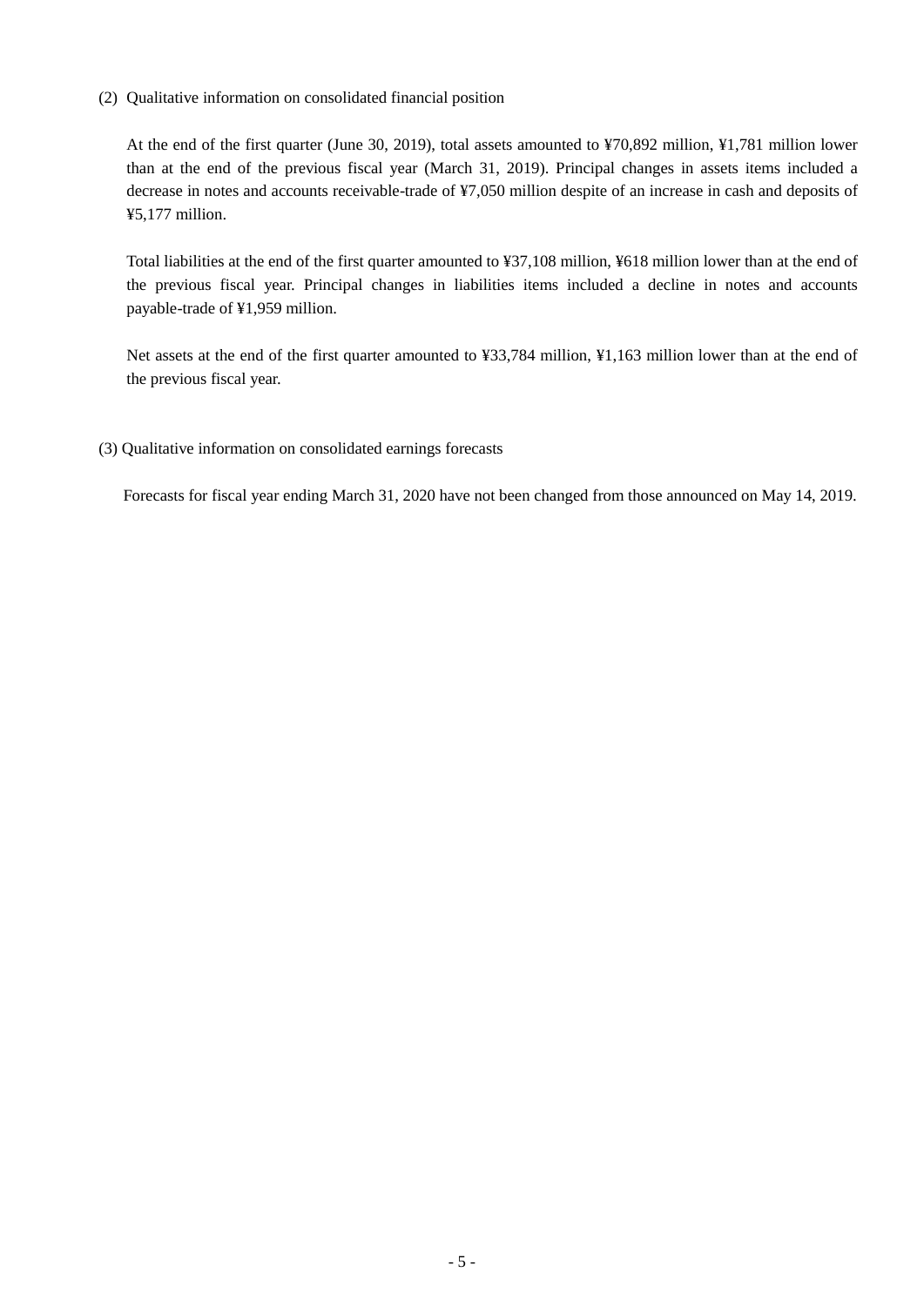### (2) Qualitative information on consolidated financial position

At the end of the first quarter (June 30, 2019), total assets amounted to ¥70,892 million, ¥1,781 million lower than at the end of the previous fiscal year (March 31, 2019). Principal changes in assets items included a decrease in notes and accounts receivable-trade of ¥7,050 million despite of an increase in cash and deposits of ¥5,177 million.

Total liabilities at the end of the first quarter amounted to ¥37,108 million, ¥618 million lower than at the end of the previous fiscal year. Principal changes in liabilities items included a decline in notes and accounts payable-trade of ¥1,959 million.

Net assets at the end of the first quarter amounted to ¥33,784 million, ¥1,163 million lower than at the end of the previous fiscal year.

### (3) Qualitative information on consolidated earnings forecasts

Forecasts for fiscal year ending March 31, 2020 have not been changed from those announced on May 14, 2019.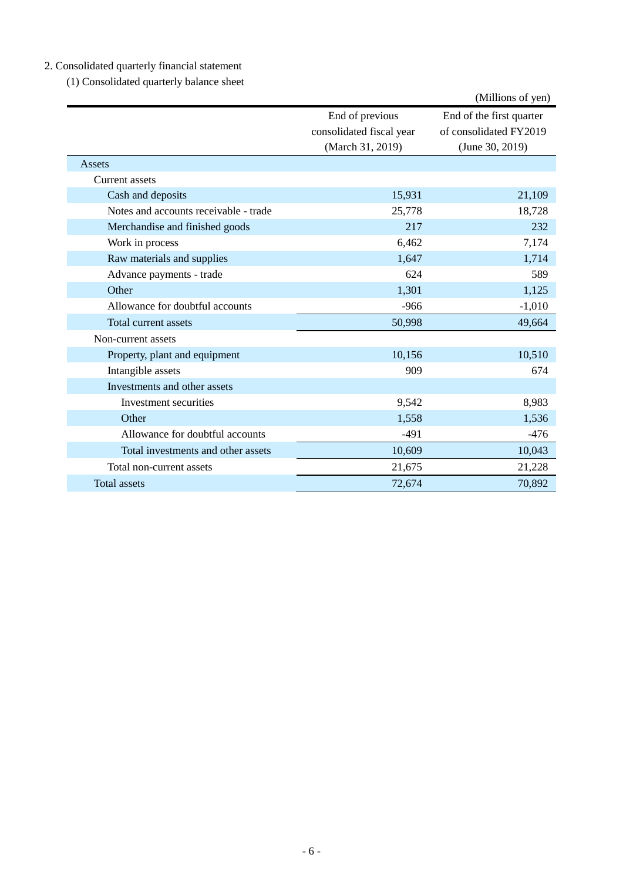## 2. Consolidated quarterly financial statement

### (1) Consolidated quarterly balance sheet

(Millions of yen)

| | End of previous consolidated fiscal year (March 31, 2019) | End of the first quarter of consolidated FY2019 (June 30, 2019) |
|---|---|---|
| Assets | | |
| Current assets | | |
| Cash and deposits | 15,931 | 21,109 |
| Notes and accounts receivable - trade | 25,778 | 18,728 |
| Merchandise and finished goods | 217 | 232 |
| Work in process | 6,462 | 7,174 |
| Raw materials and supplies | 1,647 | 1,714 |
| Advance payments - trade | 624 | 589 |
| Other | 1,301 | 1,125 |
| Allowance for doubtful accounts | -966 | -1,010 |
| Total current assets | 50,998 | 49,664 |
| Non-current assets | | |
| Property, plant and equipment | 10,156 | 10,510 |
| Intangible assets | 909 | 674 |
| Investments and other assets | | |
| Investment securities | 9,542 | 8,983 |
| Other | 1,558 | 1,536 |
| Allowance for doubtful accounts | -491 | -476 |
| Total investments and other assets | 10,609 | 10,043 |
| Total non-current assets | 21,675 | 21,228 |
| Total assets | 72,674 | 70,892 |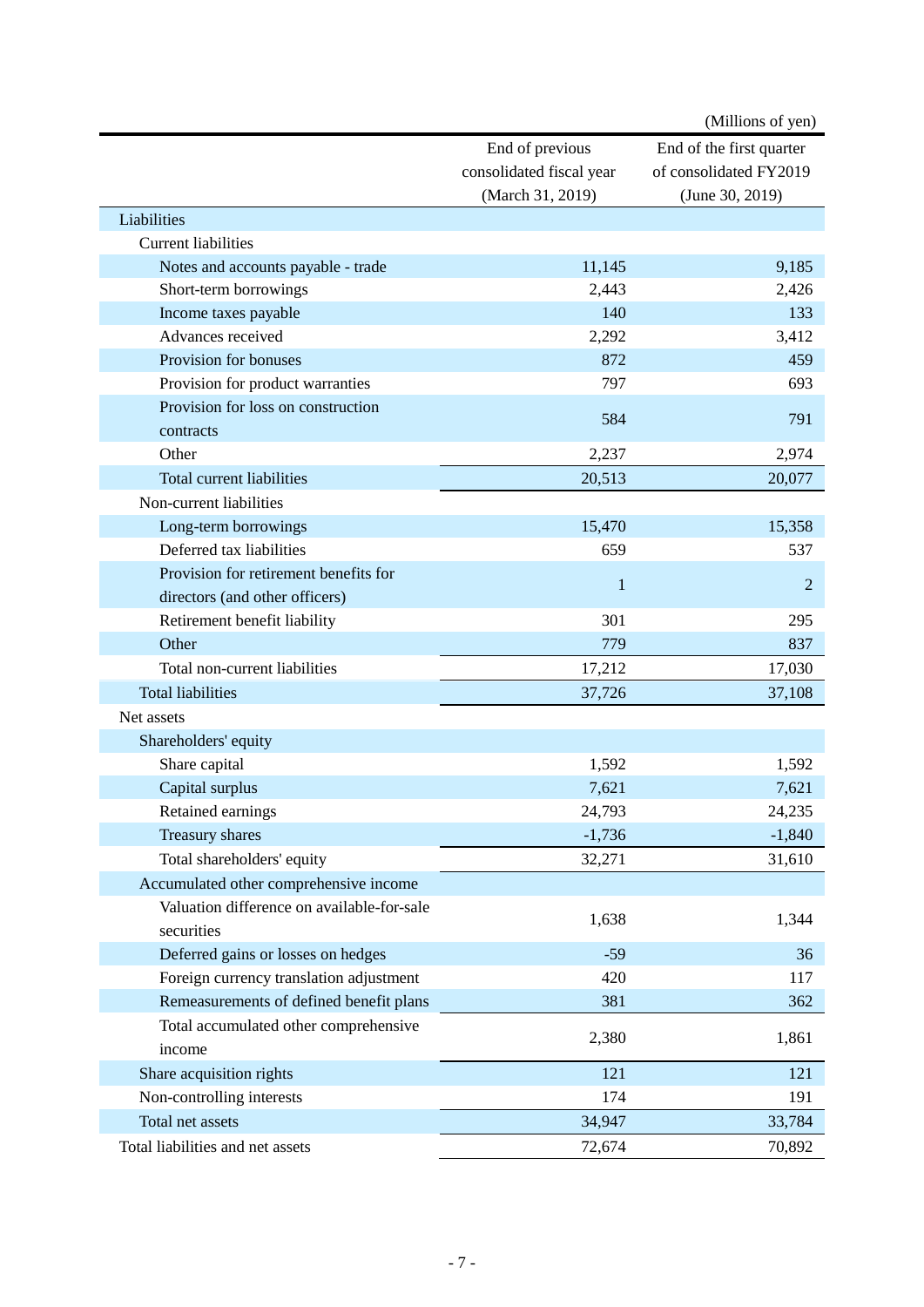(Millions of yen)

| | End of previous consolidated fiscal year (March 31, 2019) | End of the first quarter of consolidated FY2019 (June 30, 2019) |
|---|---|---|
| Liabilities | | |
| Current liabilities | | |
| Notes and accounts payable - trade | 11,145 | 9,185 |
| Short-term borrowings | 2,443 | 2,426 |
| Income taxes payable | 140 | 133 |
| Advances received | 2,292 | 3,412 |
| Provision for bonuses | 872 | 459 |
| Provision for product warranties | 797 | 693 |
| Provision for loss on construction contracts | 584 | 791 |
| Other | 2,237 | 2,974 |
| Total current liabilities | 20,513 | 20,077 |
| Non-current liabilities | | |
| Long-term borrowings | 15,470 | 15,358 |
| Deferred tax liabilities | 659 | 537 |
| Provision for retirement benefits for directors (and other officers) | 1 | 2 |
| Retirement benefit liability | 301 | 295 |
| Other | 779 | 837 |
| Total non-current liabilities | 17,212 | 17,030 |
| Total liabilities | 37,726 | 37,108 |
| Net assets | | |
| Shareholders' equity | | |
| Share capital | 1,592 | 1,592 |
| Capital surplus | 7,621 | 7,621 |
| Retained earnings | 24,793 | 24,235 |
| Treasury shares | -1,736 | -1,840 |
| Total shareholders' equity | 32,271 | 31,610 |
| Accumulated other comprehensive income | | |
| Valuation difference on available-for-sale securities | 1,638 | 1,344 |
| Deferred gains or losses on hedges | -59 | 36 |
| Foreign currency translation adjustment | 420 | 117 |
| Remeasurements of defined benefit plans | 381 | 362 |
| Total accumulated other comprehensive income | 2,380 | 1,861 |
| Share acquisition rights | 121 | 121 |
| Non-controlling interests | 174 | 191 |
| Total net assets | 34,947 | 33,784 |
| Total liabilities and net assets | 72,674 | 70,892 |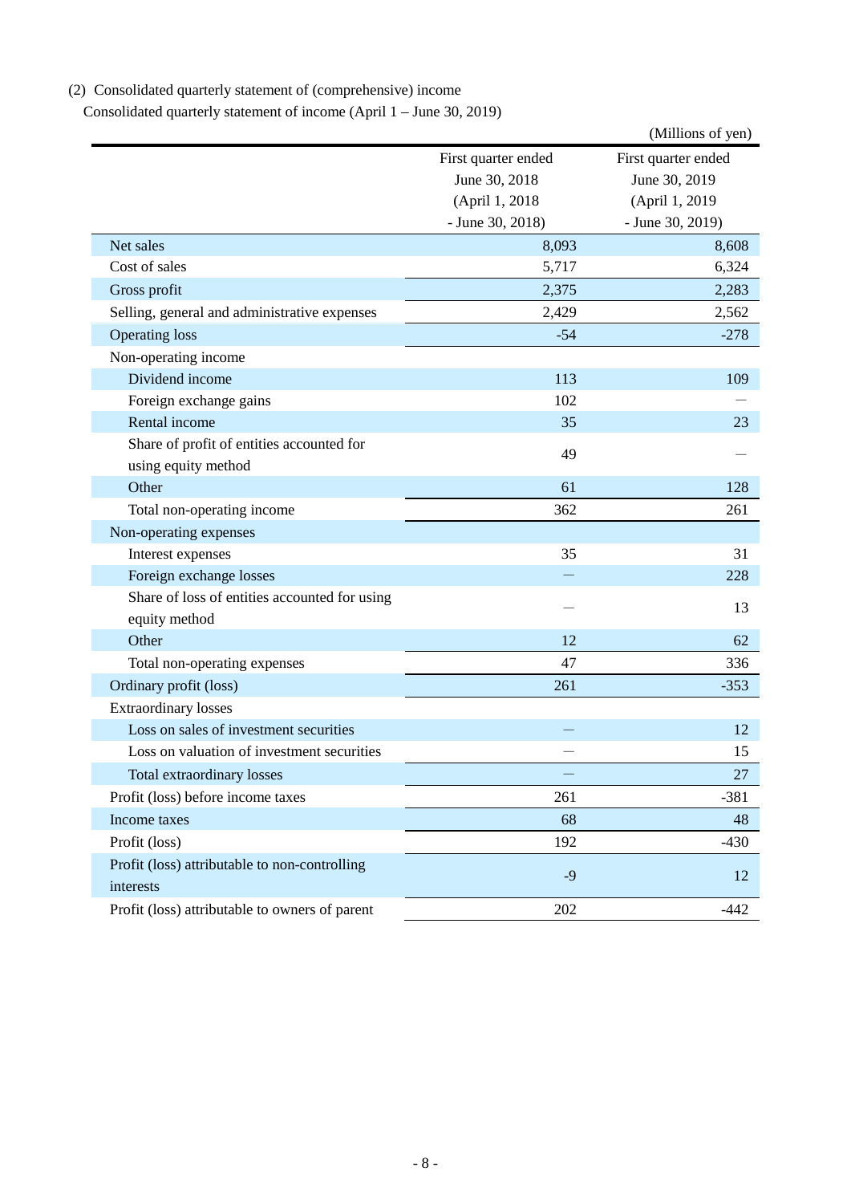(2) Consolidated quarterly statement of (comprehensive) income

Consolidated quarterly statement of income (April 1 – June 30, 2019)

(Millions of yen)

| | First quarter ended June 30, 2018 (April 1, 2018 - June 30, 2018) | First quarter ended June 30, 2019 (April 1, 2019 - June 30, 2019) |
|---|---|---|
| Net sales | 8,093 | 8,608 |
| Cost of sales | 5,717 | 6,324 |
| Gross profit | 2,375 | 2,283 |
| Selling, general and administrative expenses | 2,429 | 2,562 |
| Operating loss | -54 | -278 |
| Non-operating income | | |
| Dividend income | 113 | 109 |
| Foreign exchange gains | 102 | — |
| Rental income | 35 | 23 |
| Share of profit of entities accounted for using equity method | 49 | — |
| Other | 61 | 128 |
| Total non-operating income | 362 | 261 |
| Non-operating expenses | | |
| Interest expenses | 35 | 31 |
| Foreign exchange losses | — | 228 |
| Share of loss of entities accounted for using equity method | — | 13 |
| Other | 12 | 62 |
| Total non-operating expenses | 47 | 336 |
| Ordinary profit (loss) | 261 | -353 |
| Extraordinary losses | | |
| Loss on sales of investment securities | — | 12 |
| Loss on valuation of investment securities | — | 15 |
| Total extraordinary losses | — | 27 |
| Profit (loss) before income taxes | 261 | -381 |
| Income taxes | 68 | 48 |
| Profit (loss) | 192 | -430 |
| Profit (loss) attributable to non-controlling interests | -9 | 12 |
| Profit (loss) attributable to owners of parent | 202 | -442 |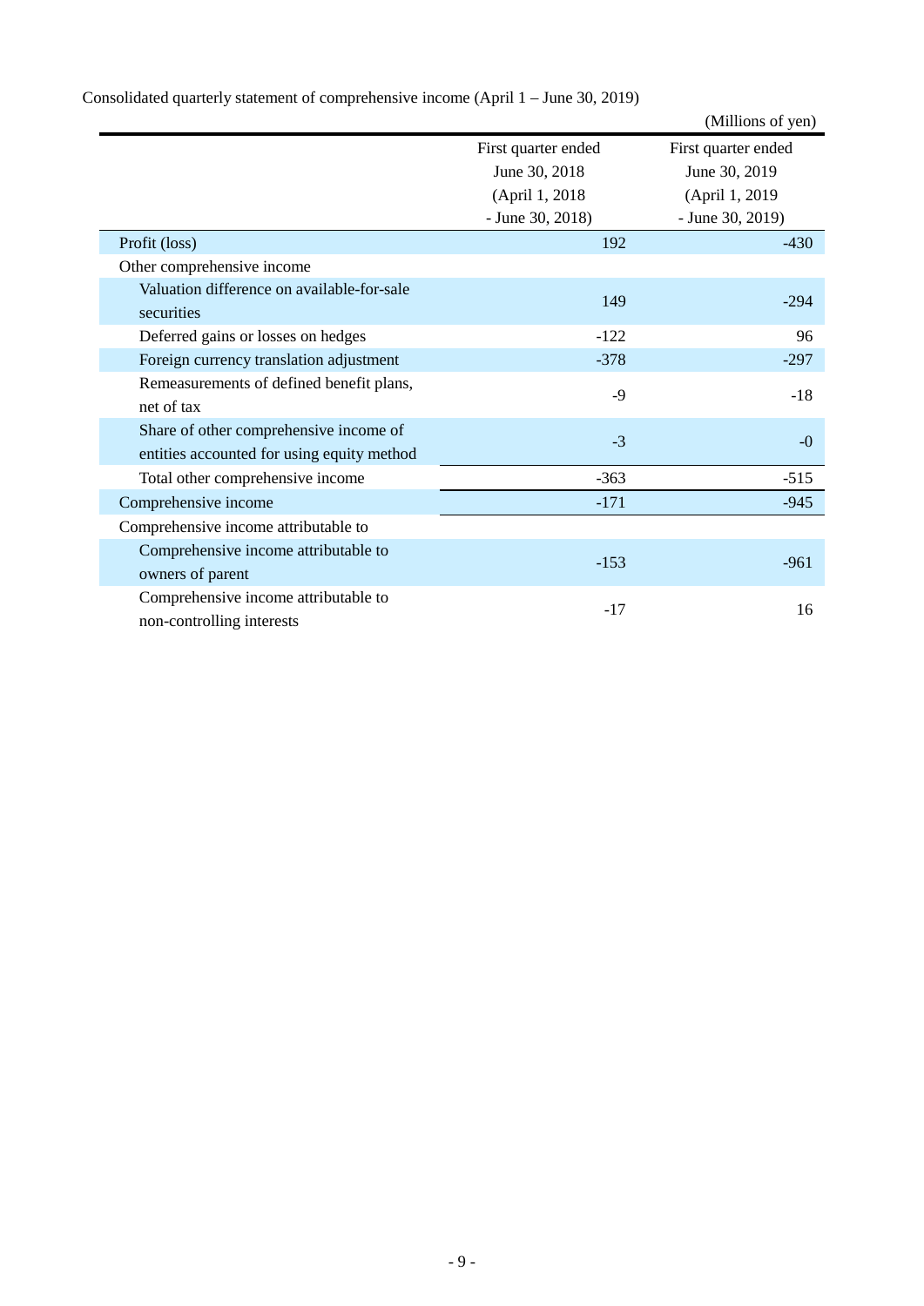Consolidated quarterly statement of comprehensive income (April 1 – June 30, 2019)

(Millions of yen)

| | First quarter ended June 30, 2018 (April 1, 2018 - June 30, 2018) | First quarter ended June 30, 2019 (April 1, 2019 - June 30, 2019) |
|---|---|---|
| Profit (loss) | 192 | -430 |
| Other comprehensive income | | |
| Valuation difference on available-for-sale securities | 149 | -294 |
| Deferred gains or losses on hedges | -122 | 96 |
| Foreign currency translation adjustment | -378 | -297 |
| Remeasurements of defined benefit plans, net of tax | -9 | -18 |
| Share of other comprehensive income of entities accounted for using equity method | -3 | -0 |
| Total other comprehensive income | -363 | -515 |
| Comprehensive income | -171 | -945 |
| Comprehensive income attributable to | | |
| Comprehensive income attributable to owners of parent | -153 | -961 |
| Comprehensive income attributable to non-controlling interests | -17 | 16 |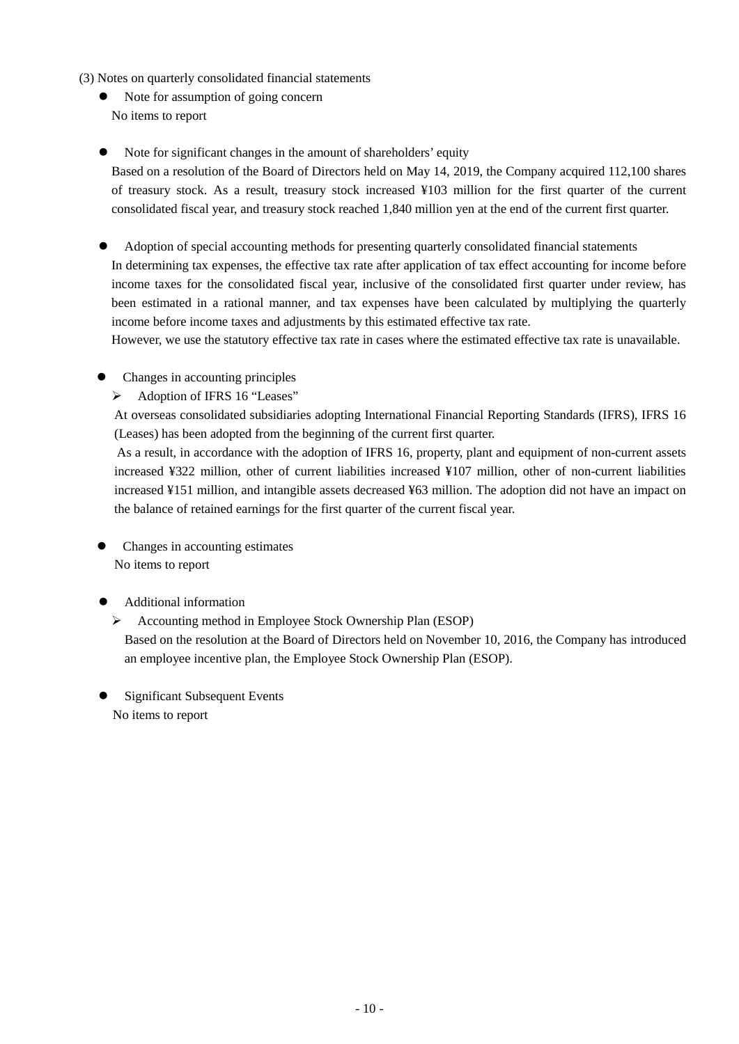### (3) Notes on quarterly consolidated financial statements

- Note for assumption of going concern

  No items to report

- Note for significant changes in the amount of shareholders' equity

  Based on a resolution of the Board of Directors held on May 14, 2019, the Company acquired 112,100 shares of treasury stock. As a result, treasury stock increased ¥103 million for the first quarter of the current consolidated fiscal year, and treasury stock reached 1,840 million yen at the end of the current first quarter.

- Adoption of special accounting methods for presenting quarterly consolidated financial statements

  In determining tax expenses, the effective tax rate after application of tax effect accounting for income before income taxes for the consolidated fiscal year, inclusive of the consolidated first quarter under review, has been estimated in a rational manner, and tax expenses have been calculated by multiplying the quarterly income before income taxes and adjustments by this estimated effective tax rate.

  However, we use the statutory effective tax rate in cases where the estimated effective tax rate is unavailable.

- Changes in accounting principles
  - Adoption of IFRS 16 "Leases"

  At overseas consolidated subsidiaries adopting International Financial Reporting Standards (IFRS), IFRS 16 (Leases) has been adopted from the beginning of the current first quarter.

  As a result, in accordance with the adoption of IFRS 16, property, plant and equipment of non-current assets increased ¥322 million, other of current liabilities increased ¥107 million, other of non-current liabilities increased ¥151 million, and intangible assets decreased ¥63 million. The adoption did not have an impact on the balance of retained earnings for the first quarter of the current fiscal year.

- Changes in accounting estimates

  No items to report

- Additional information
  - Accounting method in Employee Stock Ownership Plan (ESOP)

    Based on the resolution at the Board of Directors held on November 10, 2016, the Company has introduced an employee incentive plan, the Employee Stock Ownership Plan (ESOP).

- Significant Subsequent Events

  No items to report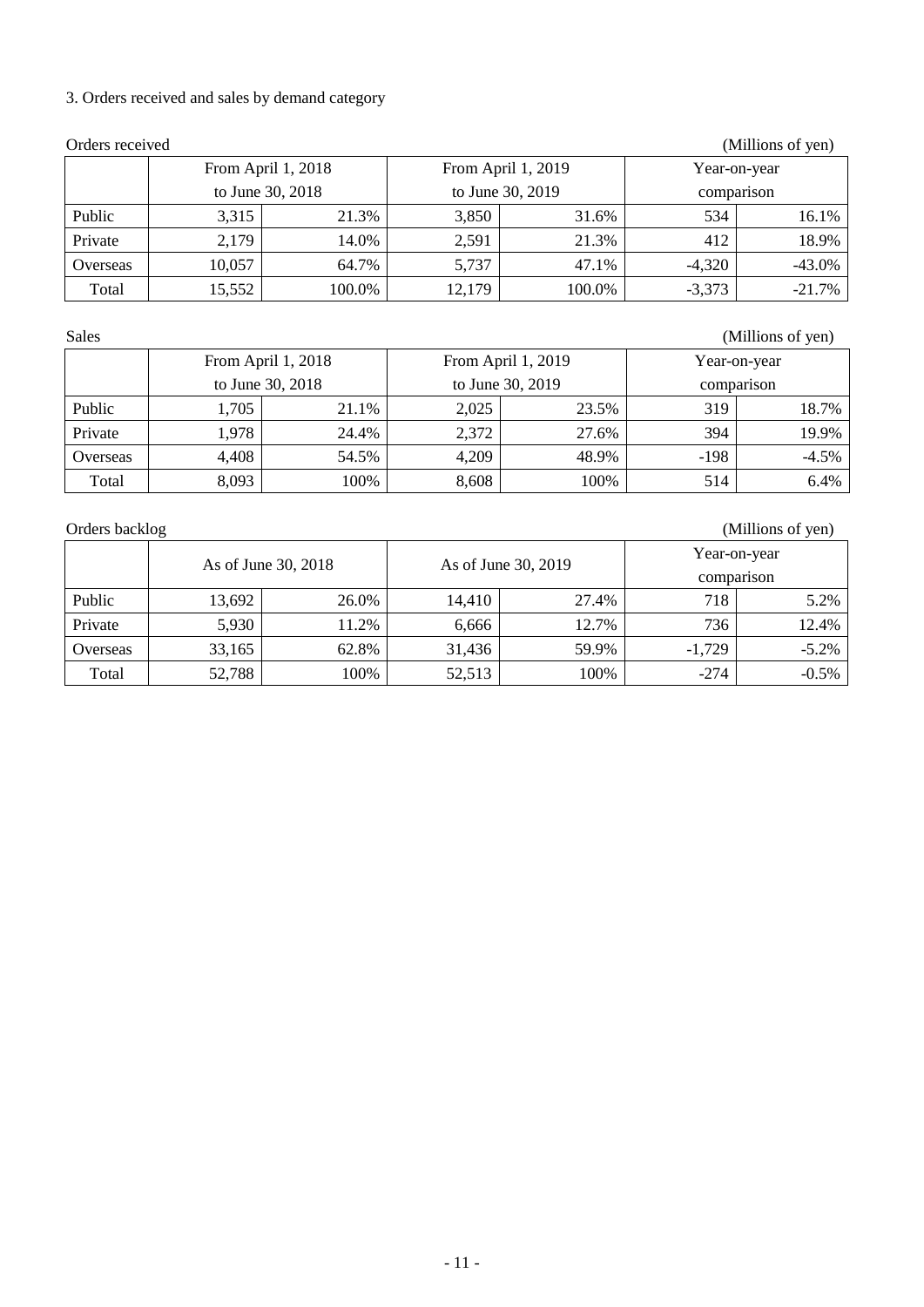3. Orders received and sales by demand category

Orders received (Millions of yen)

| | From April 1, 2018 to June 30, 2018 | | From April 1, 2019 to June 30, 2019 | | Year-on-year comparison | |
|---|---|---|---|---|---|---|
| Public | 3,315 | 21.3% | 3,850 | 31.6% | 534 | 16.1% |
| Private | 2,179 | 14.0% | 2,591 | 21.3% | 412 | 18.9% |
| Overseas | 10,057 | 64.7% | 5,737 | 47.1% | -4,320 | -43.0% |
| Total | 15,552 | 100.0% | 12,179 | 100.0% | -3,373 | -21.7% |

Sales (Millions of yen)

| | From April 1, 2018 to June 30, 2018 | | From April 1, 2019 to June 30, 2019 | | Year-on-year comparison | |
|---|---|---|---|---|---|---|
| Public | 1,705 | 21.1% | 2,025 | 23.5% | 319 | 18.7% |
| Private | 1,978 | 24.4% | 2,372 | 27.6% | 394 | 19.9% |
| Overseas | 4,408 | 54.5% | 4,209 | 48.9% | -198 | -4.5% |
| Total | 8,093 | 100% | 8,608 | 100% | 514 | 6.4% |

Orders backlog (Millions of yen)

| | As of June 30, 2018 | | As of June 30, 2019 | | Year-on-year comparison | |
|---|---|---|---|---|---|---|
| Public | 13,692 | 26.0% | 14,410 | 27.4% | 718 | 5.2% |
| Private | 5,930 | 11.2% | 6,666 | 12.7% | 736 | 12.4% |
| Overseas | 33,165 | 62.8% | 31,436 | 59.9% | -1,729 | -5.2% |
| Total | 52,788 | 100% | 52,513 | 100% | -274 | -0.5% |